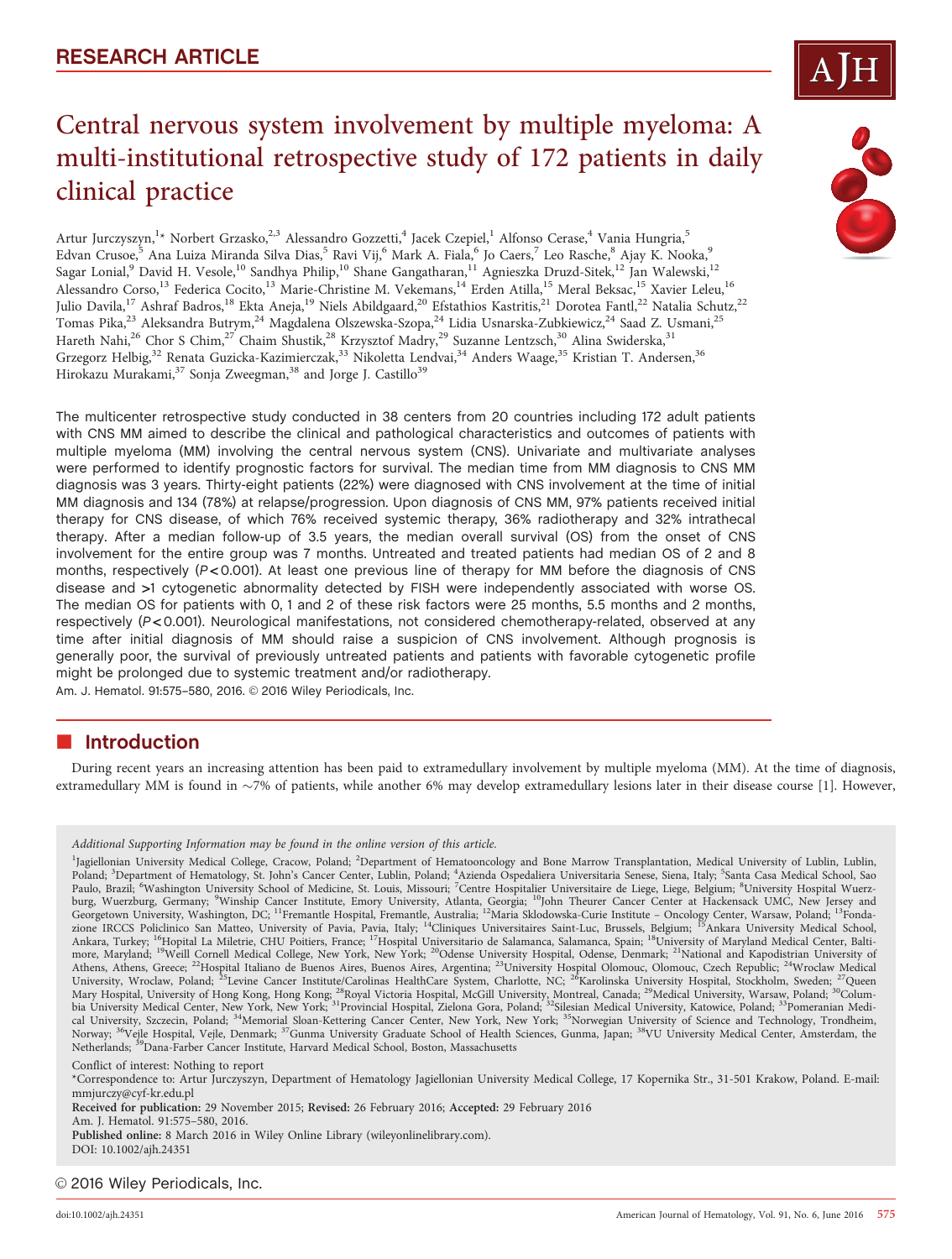RESEARCH ARTICLE

# Central nervous system involvement by multiple myeloma: A multi-institutional retrospective study of 172 patients in daily clinical practice

Artur Jurczyszyn,[1]* Norbert Grzasko,[2,3] Alessandro Gozzetti,[4] Jacek Czepiel,[1] Alfonso Cerase,[4] Vania Hungria,[5] Edvan Crusoe,[5] Ana Luiza Miranda Silva Dias,[5] Ravi Vij,[6] Mark A. Fiala,[6] Jo Caers,[7] Leo Rasche,[8] Ajay K. Nooka,[9] Sagar Lonial,[9] David H. Vesole,[10] Sandhya Philip,[10] Shane Gangatharan,[11] Agnieszka Druzd-Sitek,[12] Jan Walewski,[12] Alessandro Corso,[13] Federica Cocito,[13] Marie-Christine M. Vekemans,[14] Erden Atilla,[15] Meral Beksac,[15] Xavier Leleu,[16] Julio Davila,[17] Ashraf Badros,[18] Ekta Aneja,[19] Niels Abildgaard,[20] Efstathios Kastritis,[21] Dorotea Fantl,[22] Natalia Schutz,[22] Tomas Pika,[23] Aleksandra Butrym,[24] Magdalena Olszewska-Szopa,[24] Lidia Usnarska-Zubkiewicz,[24] Saad Z. Usmani,[25] Hareth Nahi,[26] Chor S Chim,[27] Chaim Shustik,[28] Krzysztof Madry,[29] Suzanne Lentzsch,[30] Alina Swiderska,[31] Grzegorz Helbig,[32] Renata Guzicka-Kazimierczak,[33] Nikoletta Lendvai,[34] Anders Waage,[35] Kristian T. Andersen,[36] Hirokazu Murakami,[37] Sonja Zweegman,[38] and Jorge J. Castillo[39]

The multicenter retrospective study conducted in 38 centers from 20 countries including 172 adult patients with CNS MM aimed to describe the clinical and pathological characteristics and outcomes of patients with multiple myeloma (MM) involving the central nervous system (CNS). Univariate and multivariate analyses were performed to identify prognostic factors for survival. The median time from MM diagnosis to CNS MM diagnosis was 3 years. Thirty-eight patients (22%) were diagnosed with CNS involvement at the time of initial MM diagnosis and 134 (78%) at relapse/progression. Upon diagnosis of CNS MM, 97% patients received initial therapy for CNS disease, of which 76% received systemic therapy, 36% radiotherapy and 32% intrathecal therapy. After a median follow-up of 3.5 years, the median overall survival (OS) from the onset of CNS involvement for the entire group was 7 months. Untreated and treated patients had median OS of 2 and 8 months, respectively ($P<0.001$). At least one previous line of therapy for MM before the diagnosis of CNS disease and >1 cytogenetic abnormality detected by FISH were independently associated with worse OS. The median OS for patients with 0, 1 and 2 of these risk factors were 25 months, 5.5 months and 2 months, respectively ($P<0.001$). Neurological manifestations, not considered chemotherapy-related, observed at any time after initial diagnosis of MM should raise a suspicion of CNS involvement. Although prognosis is generally poor, the survival of previously untreated patients and patients with favorable cytogenetic profile might be prolonged due to systemic treatment and/or radiotherapy.
Am. J. Hematol. 91:575–580, 2016. © 2016 Wiley Periodicals, Inc.

## Introduction

During recent years an increasing attention has been paid to extramedullary involvement by multiple myeloma (MM). At the time of diagnosis, extramedullary MM is found in ~7% of patients, while another 6% may develop extramedullary lesions later in their disease course [1]. However,

*Additional Supporting Information may be found in the online version of this article.*

[1]Jagiellonian University Medical College, Cracow, Poland; [2]Department of Hematooncology and Bone Marrow Transplantation, Medical University of Lublin, Lublin, Poland; [3]Department of Hematology, St. John's Cancer Center, Lublin, Poland; [4]Azienda Ospedaliera Universitaria Senese, Siena, Italy; [5]Santa Casa Medical School, Sao Paulo, Brazil; [6]Washington University School of Medicine, St. Louis, Missouri; [7]Centre Hospitalier Universitaire de Liege, Liege, Belgium; [8]University Hospital Wuerzburg, Wuerzburg, Germany; [9]Winship Cancer Institute, Emory University, Atlanta, Georgia; [10]John Theurer Cancer Center at Hackensack UMC, New Jersey and Georgetown University, Washington, DC; [11]Fremantle Hospital, Fremantle, Australia; [12]Maria Sklodowska-Curie Institute – Oncology Center, Warsaw, Poland; [13]Fondazione IRCCS Policlinico San Matteo, University of Pavia, Pavia, Italy; [14]Cliniques Universitaires Saint-Luc, Brussels, Belgium; [15]Ankara University Medical School, Ankara, Turkey; [16]Hopital La Miletrie, CHU Poitiers, France; [17]Hospital Universitario de Salamanca, Salamanca, Spain; [18]University of Maryland Medical Center, Baltimore, Maryland; [19]Weill Cornell Medical College, New York, New York; [20]Odense University Hospital, Odense, Denmark; [21]National and Kapodistrian University of Athens, Athens, Greece; [22]Hospital Italiano de Buenos Aires, Buenos Aires, Argentina; [23]University Hospital Olomouc, Olomouc, Czech Republic; [24]Wroclaw Medical University, Wroclaw, Poland; [25]Levine Cancer Institute/Carolinas HealthCare System, Charlotte, NC; [26]Karolinska University Hospital, Stockholm, Sweden; [27]Queen Mary Hospital, University of Hong Kong, Hong Kong; [28]Royal Victoria Hospital, McGill University, Montreal, Canada; [29]Medical University, Warsaw, Poland; [30]Columbia University Medical Center, New York, New York; [31]Provincial Hospital, Zielona Gora, Poland; [32]Silesian Medical University, Katowice, Poland; [33]Pomeranian Medical University, Szczecin, Poland; [34]Memorial Sloan-Kettering Cancer Center, New York, New York; [35]Norwegian University of Science and Technology, Trondheim, Norway; [36]Vejle Hospital, Vejle, Denmark; [37]Gunma University Graduate School of Health Sciences, Gunma, Japan; [38]VU University Medical Center, Amsterdam, the Netherlands; [39]Dana-Farber Cancer Institute, Harvard Medical School, Boston, Massachusetts

Conflict of interest: Nothing to report

*Correspondence to: Artur Jurczyszyn, Department of Hematology Jagiellonian University Medical College, 17 Kopernika Str., 31-501 Krakow, Poland. E-mail: mmjurczy@cyf-kr.edu.pl

**Received for publication:** 29 November 2015; **Revised:** 26 February 2016; **Accepted:** 29 February 2016

Am. J. Hematol. 91:575–580, 2016.

**Published online:** 8 March 2016 in Wiley Online Library (wileyonlinelibrary.com).

DOI: 10.1002/ajh.24351

© 2016 Wiley Periodicals, Inc.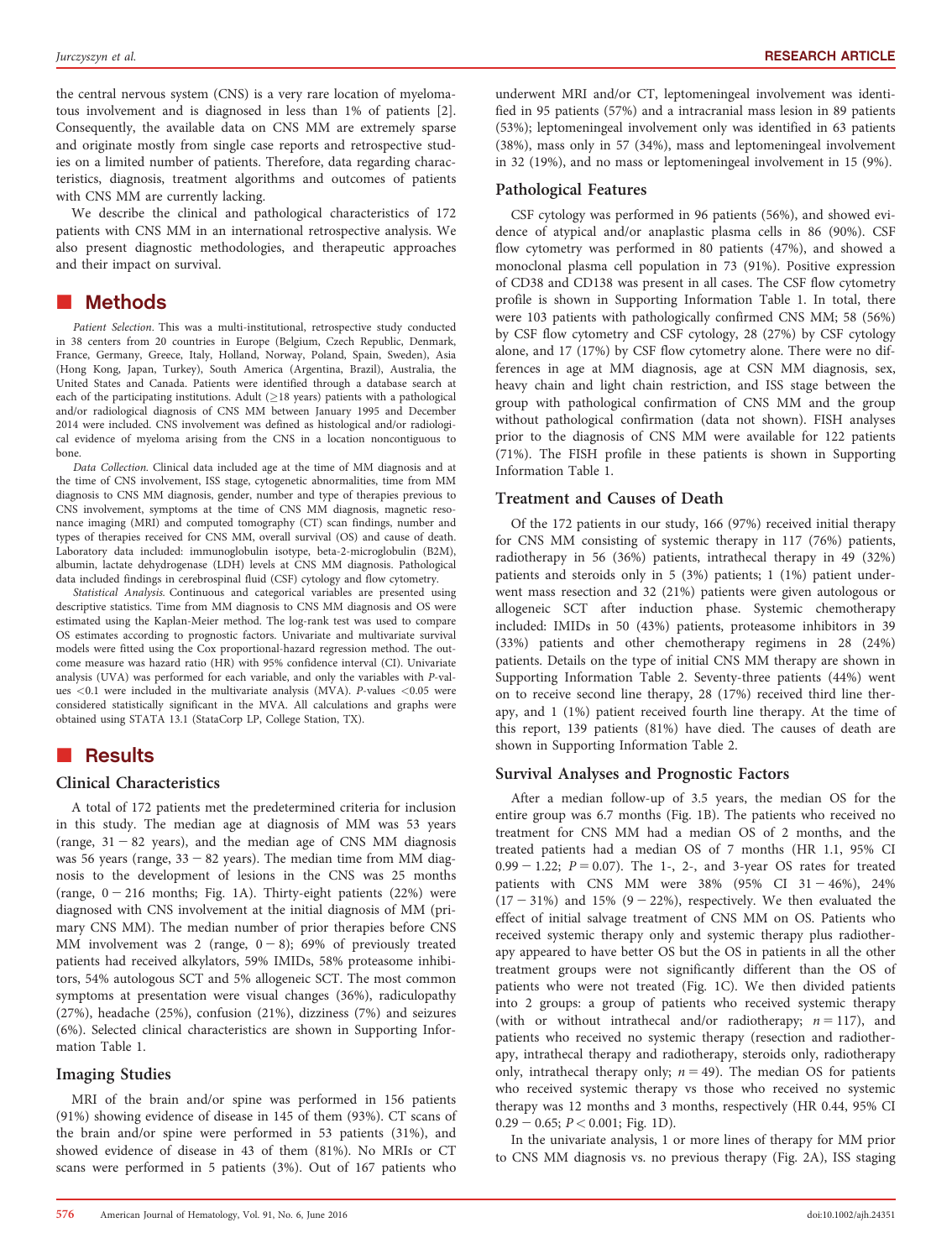the central nervous system (CNS) is a very rare location of myelomatous involvement and is diagnosed in less than 1% of patients [2]. Consequently, the available data on CNS MM are extremely sparse and originate mostly from single case reports and retrospective studies on a limited number of patients. Therefore, data regarding characteristics, diagnosis, treatment algorithms and outcomes of patients with CNS MM are currently lacking.

We describe the clinical and pathological characteristics of 172 patients with CNS MM in an international retrospective analysis. We also present diagnostic methodologies, and therapeutic approaches and their impact on survival.

## Methods

*Patient Selection.* This was a multi-institutional, retrospective study conducted in 38 centers from 20 countries in Europe (Belgium, Czech Republic, Denmark, France, Germany, Greece, Italy, Holland, Norway, Poland, Spain, Sweden), Asia (Hong Kong, Japan, Turkey), South America (Argentina, Brazil), Australia, the United States and Canada. Patients were identified through a database search at each of the participating institutions. Adult (≥18 years) patients with a pathological and/or radiological diagnosis of CNS MM between January 1995 and December 2014 were included. CNS involvement was defined as histological and/or radiological evidence of myeloma arising from the CNS in a location noncontiguous to bone.

*Data Collection.* Clinical data included age at the time of MM diagnosis and at the time of CNS involvement, ISS stage, cytogenetic abnormalities, time from MM diagnosis to CNS MM diagnosis, gender, number and type of therapies previous to CNS involvement, symptoms at the time of CNS MM diagnosis, magnetic resonance imaging (MRI) and computed tomography (CT) scan findings, number and types of therapies received for CNS MM, overall survival (OS) and cause of death. Laboratory data included: immunoglobulin isotype, beta-2-microglobulin (B2M), albumin, lactate dehydrogenase (LDH) levels at CNS MM diagnosis. Pathological data included findings in cerebrospinal fluid (CSF) cytology and flow cytometry.

*Statistical Analysis.* Continuous and categorical variables are presented using descriptive statistics. Time from MM diagnosis to CNS MM diagnosis and OS were estimated using the Kaplan-Meier method. The log-rank test was used to compare OS estimates according to prognostic factors. Univariate and multivariate survival models were fitted using the Cox proportional-hazard regression method. The outcome measure was hazard ratio (HR) with 95% confidence interval (CI). Univariate analysis (UVA) was performed for each variable, and only the variables with *P*-values <0.1 were included in the multivariate analysis (MVA). *P*-values <0.05 were considered statistically significant in the MVA. All calculations and graphs were obtained using STATA 13.1 (StataCorp LP, College Station, TX).

## Results

### Clinical Characteristics

A total of 172 patients met the predetermined criteria for inclusion in this study. The median age at diagnosis of MM was 53 years (range, 31 − 82 years), and the median age of CNS MM diagnosis was 56 years (range, 33 − 82 years). The median time from MM diagnosis to the development of lesions in the CNS was 25 months (range, 0 − 216 months; Fig. 1A). Thirty-eight patients (22%) were diagnosed with CNS involvement at the initial diagnosis of MM (primary CNS MM). The median number of prior therapies before CNS MM involvement was 2 (range, 0 − 8); 69% of previously treated patients had received alkylators, 59% IMIDs, 58% proteasome inhibitors, 54% autologous SCT and 5% allogeneic SCT. The most common symptoms at presentation were visual changes (36%), radiculopathy (27%), headache (25%), confusion (21%), dizziness (7%) and seizures (6%). Selected clinical characteristics are shown in Supporting Information Table 1.

### Imaging Studies

MRI of the brain and/or spine was performed in 156 patients (91%) showing evidence of disease in 145 of them (93%). CT scans of the brain and/or spine were performed in 53 patients (31%), and showed evidence of disease in 43 of them (81%). No MRIs or CT scans were performed in 5 patients (3%). Out of 167 patients who underwent MRI and/or CT, leptomeningeal involvement was identified in 95 patients (57%) and a intracranial mass lesion in 89 patients (53%); leptomeningeal involvement only was identified in 63 patients (38%), mass only in 57 (34%), mass and leptomeningeal involvement in 32 (19%), and no mass or leptomeningeal involvement in 15 (9%).

### Pathological Features

CSF cytology was performed in 96 patients (56%), and showed evidence of atypical and/or anaplastic plasma cells in 86 (90%). CSF flow cytometry was performed in 80 patients (47%), and showed a monoclonal plasma cell population in 73 (91%). Positive expression of CD38 and CD138 was present in all cases. The CSF flow cytometry profile is shown in Supporting Information Table 1. In total, there were 103 patients with pathologically confirmed CNS MM; 58 (56%) by CSF flow cytometry and CSF cytology, 28 (27%) by CSF cytology alone, and 17 (17%) by CSF flow cytometry alone. There were no differences in age at MM diagnosis, age at CSN MM diagnosis, sex, heavy chain and light chain restriction, and ISS stage between the group with pathological confirmation of CNS MM and the group without pathological confirmation (data not shown). FISH analyses prior to the diagnosis of CNS MM were available for 122 patients (71%). The FISH profile in these patients is shown in Supporting Information Table 1.

### Treatment and Causes of Death

Of the 172 patients in our study, 166 (97%) received initial therapy for CNS MM consisting of systemic therapy in 117 (76%) patients, radiotherapy in 56 (36%) patients, intrathecal therapy in 49 (32%) patients and steroids only in 5 (3%) patients; 1 (1%) patient underwent mass resection and 32 (21%) patients were given autologous or allogeneic SCT after induction phase. Systemic chemotherapy included: IMIDs in 50 (43%) patients, proteasome inhibitors in 39 (33%) patients and other chemotherapy regimens in 28 (24%) patients. Details on the type of initial CNS MM therapy are shown in Supporting Information Table 2. Seventy-three patients (44%) went on to receive second line therapy, 28 (17%) received third line therapy, and 1 (1%) patient received fourth line therapy. At the time of this report, 139 patients (81%) have died. The causes of death are shown in Supporting Information Table 2.

### Survival Analyses and Prognostic Factors

After a median follow-up of 3.5 years, the median OS for the entire group was 6.7 months (Fig. 1B). The patients who received no treatment for CNS MM had a median OS of 2 months, and the treated patients had a median OS of 7 months (HR 1.1, 95% CI 0.99 − 1.22; $P = 0.07$). The 1-, 2-, and 3-year OS rates for treated patients with CNS MM were 38% (95% CI 31 − 46%), 24% (17 − 31%) and 15% (9 − 22%), respectively. We then evaluated the effect of initial salvage treatment of CNS MM on OS. Patients who received systemic therapy only and systemic therapy plus radiotherapy appeared to have better OS but the OS in patients in all the other treatment groups were not significantly different than the OS of patients who were not treated (Fig. 1C). We then divided patients into 2 groups: a group of patients who received systemic therapy (with or without intrathecal and/or radiotherapy; $n = 117$), and patients who received no systemic therapy (resection and radiotherapy, intrathecal therapy and radiotherapy, steroids only, radiotherapy only, intrathecal therapy only; $n = 49$). The median OS for patients who received systemic therapy vs those who received no systemic therapy was 12 months and 3 months, respectively (HR 0.44, 95% CI 0.29 − 0.65; $P < 0.001$; Fig. 1D).

In the univariate analysis, 1 or more lines of therapy for MM prior to CNS MM diagnosis vs. no previous therapy (Fig. 2A), ISS staging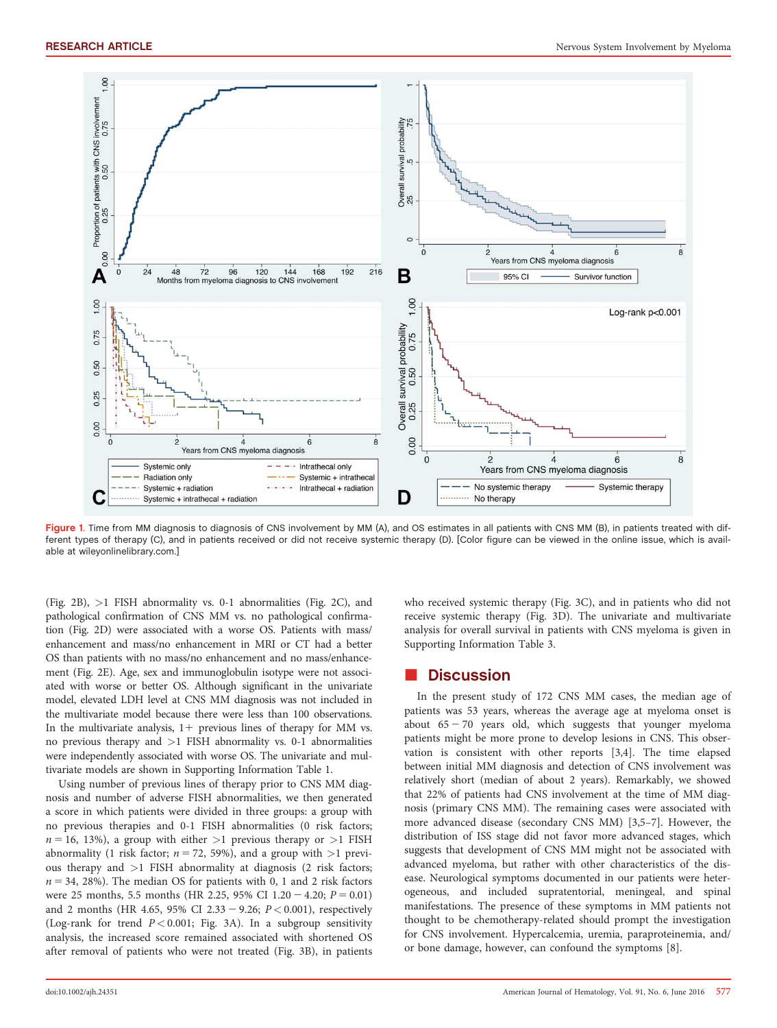Figure 1. Time from MM diagnosis to diagnosis of CNS involvement by MM (A), and OS estimates in all patients with CNS MM (B), in patients treated with different types of therapy (C), and in patients received or did not receive systemic therapy (D). [Color figure can be viewed in the online issue, which is available at wileyonlinelibrary.com.]

(Fig. 2B), >1 FISH abnormality vs. 0-1 abnormalities (Fig. 2C), and pathological confirmation of CNS MM vs. no pathological confirmation (Fig. 2D) were associated with a worse OS. Patients with mass/enhancement and mass/no enhancement in MRI or CT had a better OS than patients with no mass/no enhancement and no mass/enhancement (Fig. 2E). Age, sex and immunoglobulin isotype were not associated with worse or better OS. Although significant in the univariate model, elevated LDH level at CNS MM diagnosis was not included in the multivariate model because there were less than 100 observations. In the multivariate analysis, 1+ previous lines of therapy for MM vs. no previous therapy and >1 FISH abnormality vs. 0-1 abnormalities were independently associated with worse OS. The univariate and multivariate models are shown in Supporting Information Table 1.

Using number of previous lines of therapy prior to CNS MM diagnosis and number of adverse FISH abnormalities, we then generated a score in which patients were divided in three groups: a group with no previous therapies and 0-1 FISH abnormalities (0 risk factors; $n = 16$, 13%), a group with either >1 previous therapy or >1 FISH abnormality (1 risk factor; $n = 72$, 59%), and a group with >1 previous therapy and >1 FISH abnormality at diagnosis (2 risk factors; $n = 34$, 28%). The median OS for patients with 0, 1 and 2 risk factors were 25 months, 5.5 months (HR 2.25, 95% CI $1.20 - 4.20$; $P = 0.01$) and 2 months (HR 4.65, 95% CI $2.33 - 9.26$; $P < 0.001$), respectively (Log-rank for trend $P < 0.001$; Fig. 3A). In a subgroup sensitivity analysis, the increased score remained associated with shortened OS after removal of patients who were not treated (Fig. 3B), in patients who received systemic therapy (Fig. 3C), and in patients who did not receive systemic therapy (Fig. 3D). The univariate and multivariate analysis for overall survival in patients with CNS myeloma is given in Supporting Information Table 3.

## Discussion

In the present study of 172 CNS MM cases, the median age of patients was 53 years, whereas the average age at myeloma onset is about 65 – 70 years old, which suggests that younger myeloma patients might be more prone to develop lesions in CNS. This observation is consistent with other reports [3,4]. The time elapsed between initial MM diagnosis and detection of CNS involvement was relatively short (median of about 2 years). Remarkably, we showed that 22% of patients had CNS involvement at the time of MM diagnosis (primary CNS MM). The remaining cases were associated with more advanced disease (secondary CNS MM) [3,5–7]. However, the distribution of ISS stage did not favor more advanced stages, which suggests that development of CNS MM might not be associated with advanced myeloma, but rather with other characteristics of the disease. Neurological symptoms documented in our patients were heterogeneous, and included supratentorial, meningeal, and spinal manifestations. The presence of these symptoms in MM patients not thought to be chemotherapy-related should prompt the investigation for CNS involvement. Hypercalcemia, uremia, paraproteinemia, and/or bone damage, however, can confound the symptoms [8].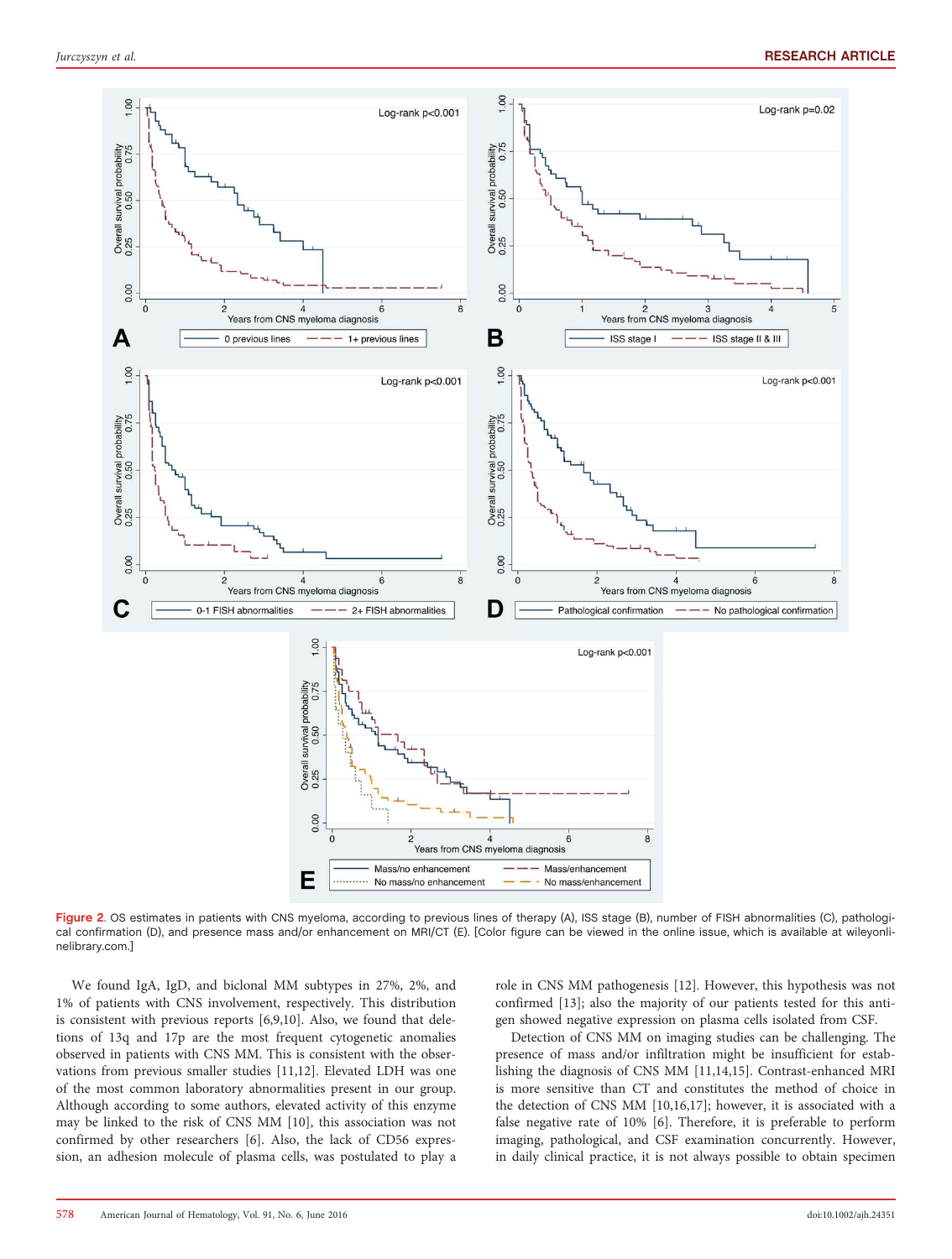Figure 2. OS estimates in patients with CNS myeloma, according to previous lines of therapy (A), ISS stage (B), number of FISH abnormalities (C), pathological confirmation (D), and presence mass and/or enhancement on MRI/CT (E). [Color figure can be viewed in the online issue, which is available at wileyonlinelibrary.com.]

We found IgA, IgD, and biclonal MM subtypes in 27%, 2%, and 1% of patients with CNS involvement, respectively. This distribution is consistent with previous reports [6,9,10]. Also, we found that deletions of 13q and 17p are the most frequent cytogenetic anomalies observed in patients with CNS MM. This is consistent with the observations from previous smaller studies [11,12]. Elevated LDH was one of the most common laboratory abnormalities present in our group. Although according to some authors, elevated activity of this enzyme may be linked to the risk of CNS MM [10], this association was not confirmed by other researchers [6]. Also, the lack of CD56 expression, an adhesion molecule of plasma cells, was postulated to play a role in CNS MM pathogenesis [12]. However, this hypothesis was not confirmed [13]; also the majority of our patients tested for this antigen showed negative expression on plasma cells isolated from CSF.

Detection of CNS MM on imaging studies can be challenging. The presence of mass and/or infiltration might be insufficient for establishing the diagnosis of CNS MM [11,14,15]. Contrast-enhanced MRI is more sensitive than CT and constitutes the method of choice in the detection of CNS MM [10,16,17]; however, it is associated with a false negative rate of 10% [6]. Therefore, it is preferable to perform imaging, pathological, and CSF examination concurrently. However, in daily clinical practice, it is not always possible to obtain specimen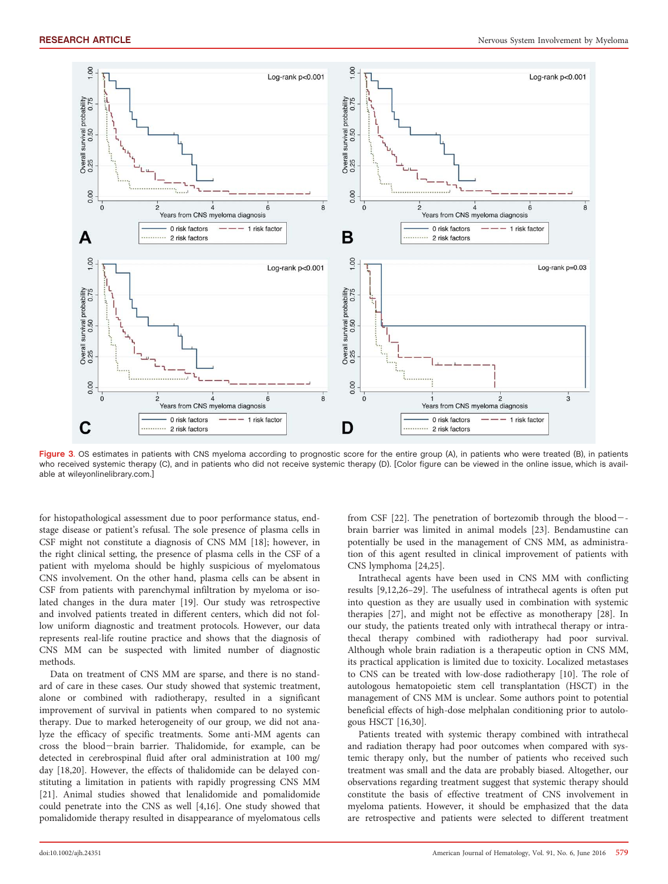Figure 3. OS estimates in patients with CNS myeloma according to prognostic score for the entire group (A), in patients who were treated (B), in patients who received systemic therapy (C), and in patients who did not receive systemic therapy (D). [Color figure can be viewed in the online issue, which is available at wileyonlinelibrary.com.]

for histopathological assessment due to poor performance status, end-stage disease or patient's refusal. The sole presence of plasma cells in CSF might not constitute a diagnosis of CNS MM [18]; however, in the right clinical setting, the presence of plasma cells in the CSF of a patient with myeloma should be highly suspicious of myelomatous CNS involvement. On the other hand, plasma cells can be absent in CSF from patients with parenchymal infiltration by myeloma or isolated changes in the dura mater [19]. Our study was retrospective and involved patients treated in different centers, which did not follow uniform diagnostic and treatment protocols. However, our data represents real-life routine practice and shows that the diagnosis of CNS MM can be suspected with limited number of diagnostic methods.

Data on treatment of CNS MM are sparse, and there is no standard of care in these cases. Our study showed that systemic treatment, alone or combined with radiotherapy, resulted in a significant improvement of survival in patients when compared to no systemic therapy. Due to marked heterogeneity of our group, we did not analyze the efficacy of specific treatments. Some anti-MM agents can cross the blood−brain barrier. Thalidomide, for example, can be detected in cerebrospinal fluid after oral administration at 100 mg/day [18,20]. However, the effects of thalidomide can be delayed constituting a limitation in patients with rapidly progressing CNS MM [21]. Animal studies showed that lenalidomide and pomalidomide could penetrate into the CNS as well [4,16]. One study showed that pomalidomide therapy resulted in disappearance of myelomatous cells from CSF [22]. The penetration of bortezomib through the blood−brain barrier was limited in animal models [23]. Bendamustine can potentially be used in the management of CNS MM, as administration of this agent resulted in clinical improvement of patients with CNS lymphoma [24,25].

Intrathecal agents have been used in CNS MM with conflicting results [9,12,26–29]. The usefulness of intrathecal agents is often put into question as they are usually used in combination with systemic therapies [27], and might not be effective as monotherapy [28]. In our study, the patients treated only with intrathecal therapy or intrathecal therapy combined with radiotherapy had poor survival. Although whole brain radiation is a therapeutic option in CNS MM, its practical application is limited due to toxicity. Localized metastases to CNS can be treated with low-dose radiotherapy [10]. The role of autologous hematopoietic stem cell transplantation (HSCT) in the management of CNS MM is unclear. Some authors point to potential beneficial effects of high-dose melphalan conditioning prior to autologous HSCT [16,30].

Patients treated with systemic therapy combined with intrathecal and radiation therapy had poor outcomes when compared with systemic therapy only, but the number of patients who received such treatment was small and the data are probably biased. Altogether, our observations regarding treatment suggest that systemic therapy should constitute the basis of effective treatment of CNS involvement in myeloma patients. However, it should be emphasized that the data are retrospective and patients were selected to different treatment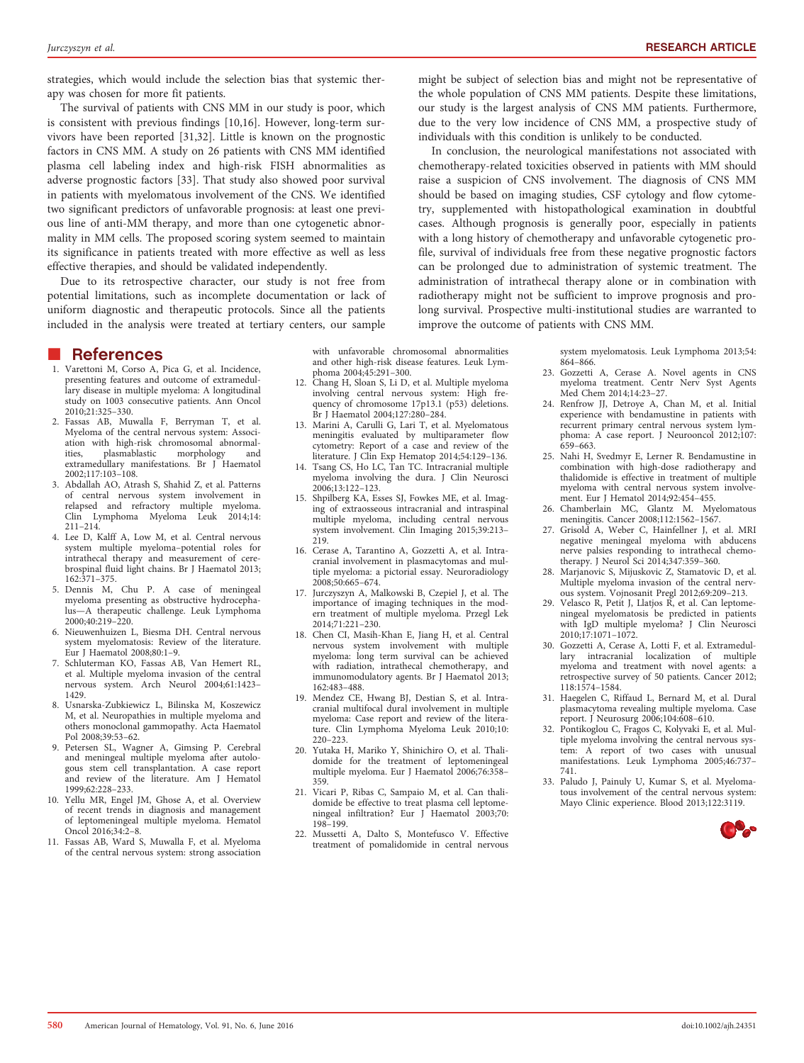strategies, which would include the selection bias that systemic therapy was chosen for more fit patients.

The survival of patients with CNS MM in our study is poor, which is consistent with previous findings [10,16]. However, long-term survivors have been reported [31,32]. Little is known on the prognostic factors in CNS MM. A study on 26 patients with CNS MM identified plasma cell labeling index and high-risk FISH abnormalities as adverse prognostic factors [33]. That study also showed poor survival in patients with myelomatous involvement of the CNS. We identified two significant predictors of unfavorable prognosis: at least one previous line of anti-MM therapy, and more than one cytogenetic abnormality in MM cells. The proposed scoring system seemed to maintain its significance in patients treated with more effective as well as less effective therapies, and should be validated independently.

Due to its retrospective character, our study is not free from potential limitations, such as incomplete documentation or lack of uniform diagnostic and therapeutic protocols. Since all the patients included in the analysis were treated at tertiary centers, our sample might be subject of selection bias and might not be representative of the whole population of CNS MM patients. Despite these limitations, our study is the largest analysis of CNS MM patients. Furthermore, due to the very low incidence of CNS MM, a prospective study of individuals with this condition is unlikely to be conducted.

In conclusion, the neurological manifestations not associated with chemotherapy-related toxicities observed in patients with MM should raise a suspicion of CNS involvement. The diagnosis of CNS MM should be based on imaging studies, CSF cytology and flow cytometry, supplemented with histopathological examination in doubtful cases. Although prognosis is generally poor, especially in patients with a long history of chemotherapy and unfavorable cytogenetic profile, survival of individuals free from these negative prognostic factors can be prolonged due to administration of systemic treatment. The administration of intrathecal therapy alone or in combination with radiotherapy might not be sufficient to improve prognosis and prolong survival. Prospective multi-institutional studies are warranted to improve the outcome of patients with CNS MM.

## References

1. Varettoni M, Corso A, Pica G, et al. Incidence, presenting features and outcome of extramedullary disease in multiple myeloma: A longitudinal study on 1003 consecutive patients. Ann Oncol 2010;21:325–330.
2. Fassas AB, Muwalla F, Berryman T, et al. Myeloma of the central nervous system: Association with high-risk chromosomal abnormalities, plasmablastic morphology and extramedullary manifestations. Br J Haematol 2002;117:103–108.
3. Abdallah AO, Atrash S, Shahid Z, et al. Patterns of central nervous system involvement in relapsed and refractory multiple myeloma. Clin Lymphoma Myeloma Leuk 2014;14:211–214.
4. Lee D, Kalff A, Low M, et al. Central nervous system multiple myeloma–potential roles for intrathecal therapy and measurement of cerebrospinal fluid light chains. Br J Haematol 2013;162:371–375.
5. Dennis M, Chu P. A case of meningeal myeloma presenting as obstructive hydrocephalus—A therapeutic challenge. Leuk Lymphoma 2000;40:219–220.
6. Nieuwenhuizen L, Biesma DH. Central nervous system myelomatosis: Review of the literature. Eur J Haematol 2008;80:1–9.
7. Schluterman KO, Fassas AB, Van Hemert RL, et al. Multiple myeloma invasion of the central nervous system. Arch Neurol 2004;61:1423–1429.
8. Usnarska-Zubkiewicz L, Bilinska M, Koszewicz M, et al. Neuropathies in multiple myeloma and others monoclonal gammopathy. Acta Haematol Pol 2008;39:53–62.
9. Petersen SL, Wagner A, Gimsing P. Cerebral and meningeal multiple myeloma after autologous stem cell transplantation. A case report and review of the literature. Am J Hematol 1999;62:228–233.
10. Yellu MR, Engel JM, Ghose A, et al. Overview of recent trends in diagnosis and management of leptomeningeal multiple myeloma. Hematol Oncol 2016;34:2–8.
11. Fassas AB, Ward S, Muwalla F, et al. Myeloma of the central nervous system: strong association with unfavorable chromosomal abnormalities and other high-risk disease features. Leuk Lymphoma 2004;45:291–300.
12. Chang H, Sloan S, Li D, et al. Multiple myeloma involving central nervous system: High frequency of chromosome 17p13.1 (p53) deletions. Br J Haematol 2004;127:280–284.
13. Marini A, Carulli G, Lari T, et al. Myelomatous meningitis evaluated by multiparameter flow cytometry: Report of a case and review of the literature. J Clin Exp Hematop 2014;54:129–136.
14. Tsang CS, Ho LC, Tan TC. Intracranial multiple myeloma involving the dura. J Clin Neurosci 2006;13:122–123.
15. Shpilberg KA, Esses SJ, Fowkes ME, et al. Imaging of extraosseous intracranial and intraspinal multiple myeloma, including central nervous system involvement. Clin Imaging 2015;39:213–219.
16. Cerase A, Tarantino A, Gozzetti A, et al. Intracranial involvement in plasmacytomas and multiple myeloma: a pictorial essay. Neuroradiology 2008;50:665–674.
17. Jurczyszyn A, Malkowski B, Czepiel J, et al. The importance of imaging techniques in the modern treatment of multiple myeloma. Przegl Lek 2014;71:221–230.
18. Chen CI, Masih-Khan E, Jiang H, et al. Central nervous system involvement with multiple myeloma: long term survival can be achieved with radiation, intrathecal chemotherapy, and immunomodulatory agents. Br J Haematol 2013;162:483–488.
19. Mendez CE, Hwang BJ, Destian S, et al. Intracranial multifocal dural involvement in multiple myeloma: Case report and review of the literature. Clin Lymphoma Myeloma Leuk 2010;10:220–223.
20. Yutaka H, Mariko Y, Shinichiro O, et al. Thalidomide for the treatment of leptomeningeal multiple myeloma. Eur J Haematol 2006;76:358–359.
21. Vicari P, Ribas C, Sampaio M, et al. Can thalidomide be effective to treat plasma cell leptomeningeal infiltration? Eur J Haematol 2003;70:198–199.
22. Mussetti A, Dalto S, Montefusco V. Effective treatment of pomalidomide in central nervous system myelomatosis. Leuk Lymphoma 2013;54:864–866.
23. Gozzetti A, Cerase A. Novel agents in CNS myeloma treatment. Centr Nerv Syst Agents Med Chem 2014;14:23–27.
24. Renfrow JJ, Detroye A, Chan M, et al. Initial experience with bendamustine in patients with recurrent primary central nervous system lymphoma: A case report. J Neurooncol 2012;107:659–663.
25. Nahi H, Svedmyr E, Lerner R. Bendamustine in combination with high-dose radiotherapy and thalidomide is effective in treatment of multiple myeloma with central nervous system involvement. Eur J Hematol 2014;92:454–455.
26. Chamberlain MC, Glantz M. Myelomatous meningitis. Cancer 2008;112:1562–1567.
27. Grisold A, Weber C, Hainfellner J, et al. MRI negative meningeal myeloma with abducens nerve palsies responding to intrathecal chemotherapy. J Neurol Sci 2014;347:359–360.
28. Marjanovic S, Mijuskovic Z, Stamatovic D, et al. Multiple myeloma invasion of the central nervous system. Vojnosanit Pregl 2012;69:209–213.
29. Velasco R, Petit J, Llatjos R, et al. Can leptomeningeal myelomatosis be predicted in patients with IgD multiple myeloma? J Clin Neurosci 2010;17:1071–1072.
30. Gozzetti A, Cerase A, Lotti F, et al. Extramedullary intracranial localization of multiple myeloma and treatment with novel agents: a retrospective survey of 50 patients. Cancer 2012;118:1574–1584.
31. Haegelen C, Riffaud L, Bernard M, et al. Dural plasmacytoma revealing multiple myeloma. Case report. J Neurosurg 2006;104:608–610.
32. Pontikoglou C, Fragos C, Kolyvaki E, et al. Multiple myeloma involving the central nervous system: A report of two cases with unusual manifestations. Leuk Lymphoma 2005;46:737–741.
33. Paludo J, Painuly U, Kumar S, et al. Myelomatous involvement of the central nervous system: Mayo Clinic experience. Blood 2013;122:3119.